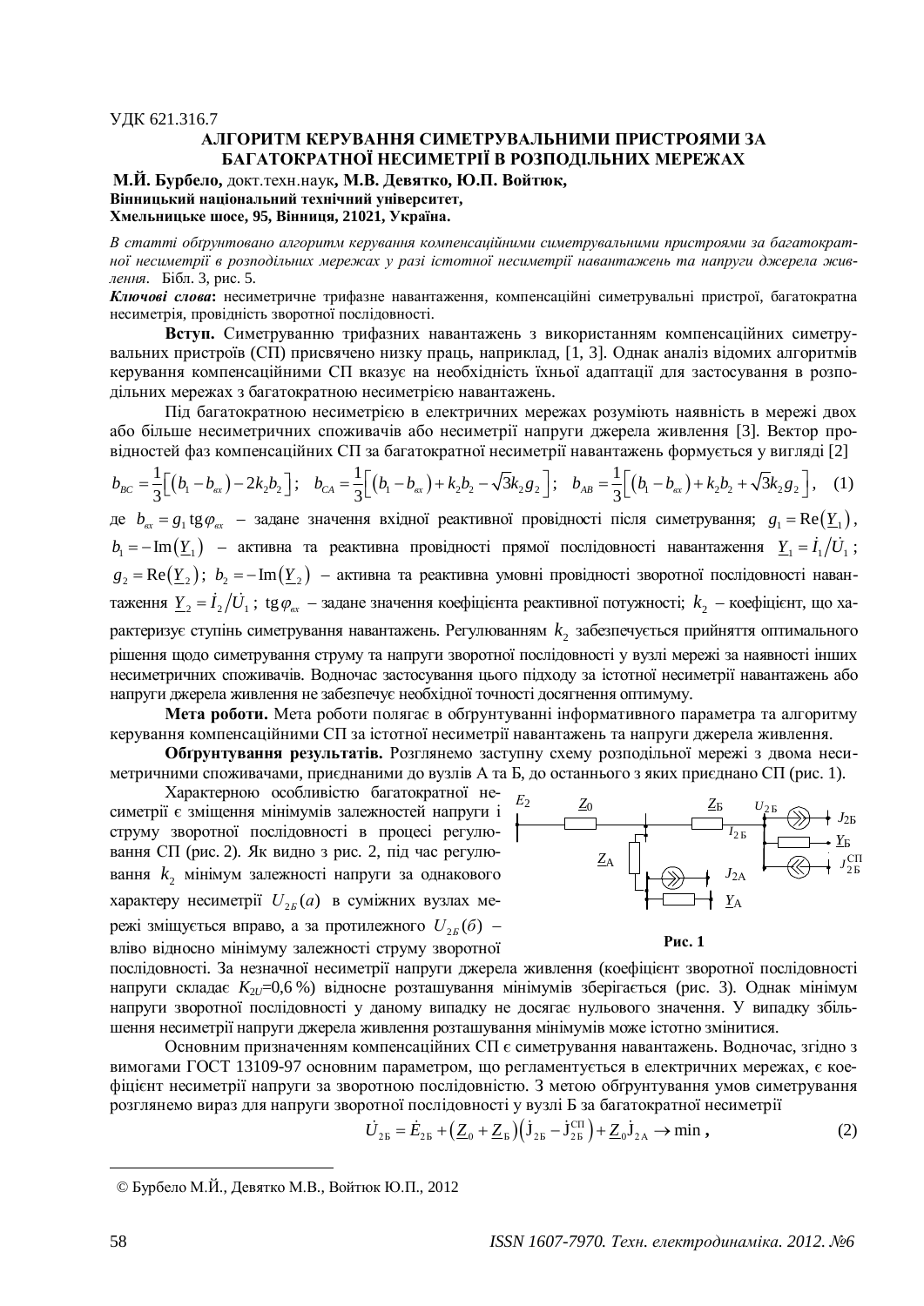УДК 621.316.7

# АЛГОРИТМ КЕРУВАННЯ СИМЕТРУВАЛЬНИМИ ПРИСТРОЯМИ ЗА БАГАТОКРАТНОЇ НЕСИМЕТРІЇ В РОЗПОДІЛЬНИХ МЕРЕЖАХ

**М.Й. Бурбело,** докт.техн.наук**, М.В. Девятко, Ю.П. Войтюк,**
**Вінницький національний технічний університет,**
**Хмельницьке шосе, 95, Вінниця, 21021, Україна.**

*В статті обґрунтовано алгоритм керування компенсаційними симетрувальними пристроями за багатократної несиметрії в розподільних мережах у разі істотної несиметрії навантажень та напруги джерела живлення*. Бібл. 3, рис. 5.

***Ключові слова***: несиметричне трифазне навантаження, компенсаційні симетрувальні пристрої, багатократна несиметрія, провідність зворотної послідовності.

**Вступ.** Симетруванню трифазних навантажень з використанням компенсаційних симетрувальних пристроїв (СП) присвячено низку праць, наприклад, [1, 3]. Однак аналіз відомих алгоритмів керування компенсаційними СП вказує на необхідність їхньої адаптації для застосування в розподільних мережах з багатократною несиметрією навантажень.

Під багатократною несиметрією в електричних мережах розуміють наявність в мережі двох або більше несиметричних споживачів або несиметрії напруги джерела живлення [3]. Вектор провідностей фаз компенсаційних СП за багатократної несиметрії навантажень формується у вигляді [2]

$$b_{BC}=\frac{1}{3}\Big[\big(b_1-b_{вх}\big)-2k_2b_2\Big];\quad b_{CA}=\frac{1}{3}\Big[\big(b_1-b_{вх}\big)+k_2b_2-\sqrt{3}k_2g_2\Big];\quad b_{AB}=\frac{1}{3}\Big[\big(b_1-b_{вх}\big)+k_2b_2+\sqrt{3}k_2g_2\Big],\quad (1)$$

де $b_{вх}=g_1\operatorname{tg}\varphi_{вх}$ – задане значення вхідної реактивної провідності після симетрування; $g_1=\operatorname{Re}\big(\underline{Y}_1\big)$, $b_1=-\operatorname{Im}\big(\underline{Y}_1\big)$ – активна та реактивна провідності прямої послідовності навантаження $\underline{Y}_1=\dot{I}_1/\dot{U}_1$; $g_2=\operatorname{Re}\big(\underline{Y}_2\big)$; $b_2=-\operatorname{Im}\big(\underline{Y}_2\big)$ – активна та реактивна умовні провідності зворотної послідовності навантаження $\underline{Y}_2=\dot{I}_2/\dot{U}_1$; $\operatorname{tg}\varphi_{вх}$ – задане значення коефіцієнта реактивної потужності; $k_2$ – коефіцієнт, що характеризує ступінь симетрування навантажень. Регулюванням $k_2$ забезпечується прийняття оптимального рішення щодо симетрування струму та напруги зворотної послідовності у вузлі мережі за наявності інших несиметричних споживачів. Водночас застосування цього підходу за істотної несиметрії навантажень або напруги джерела живлення не забезпечує необхідної точності досягнення оптимуму.

**Мета роботи.** Мета роботи полягає в обґрунтуванні інформативного параметра та алгоритму керування компенсаційними СП за істотної несиметрії навантажень та напруги джерела живлення.

**Обґрунтування результатів.** Розглянемо заступну схему розподільної мережі з двома несиметричними споживачами, приєднаними до вузлів А та Б, до останнього з яких приєднано СП (рис. 1).

Характерною особливістю багатократної несиметрії є зміщення мінімумів залежностей напруги і струму зворотної послідовності в процесі регулювання СП (рис. 2). Як видно з рис. 2, під час регулювання $k_2$ мінімум залежності напруги за однакового характеру несиметрії $U_{2Б}(а)$ в суміжних вузлах мережі зміщується вправо, а за протилежного $U_{2Б}(б)$ – вліво відносно мінімуму залежності струму зворотної послідовності. За незначної несиметрії напруги джерела живлення (коефіцієнт зворотної послідовності напруги складає $K_{2U}$=0,6 %) відносне розташування мінімумів зберігається (рис. 3). Однак мінімум напруги зворотної послідовності у даному випадку не досягає нульового значення. У випадку збільшення несиметрії напруги джерела живлення розташування мінімумів може істотно змінитися.

**Рис. 1**

Основним призначенням компенсаційних СП є симетрування навантажень. Водночас, згідно з вимогами ГОСТ 13109-97 основним параметром, що регламентується в електричних мережах, є коефіцієнт несиметрії напруги за зворотною послідовністю. З метою обґрунтування умов симетрування розглянемо вираз для напруги зворотної послідовності у вузлі Б за багатократної несиметрії

$$\dot{U}_{2Б}=\dot{E}_{2Б}+\big(\underline{Z}_0+\underline{Z}_Б\big)\big(\dot{J}_{2Б}-\dot{J}_{2Б}^{СП}\big)+\underline{Z}_0\dot{J}_{2А}\to\min\,,\quad (2)$$

© Бурбело М.Й., Девятко М.В., Войтюк Ю.П., 2012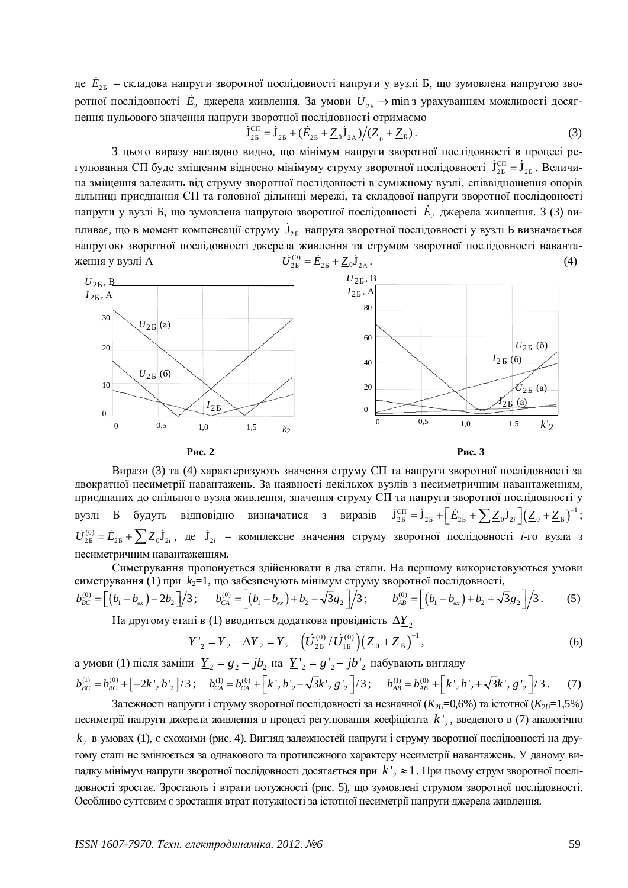де $\dot{E}_{2Б}$ – складова напруги зворотної послідовності напруги у вузлі Б, що зумовлена напругою зворотної послідовності $\dot{E}_2$ джерела живлення. За умови $\dot{U}_{2Б} \to \min$ з урахуванням можливості досягнення нульового значення напруги зворотної послідовності отримаємо

$$\dot{J}_{2Б}^{СП} = \dot{J}_{2Б} + (\dot{E}_{2Б} + \underline{Z}_0 \dot{J}_{2А}) / (\underline{Z}_0 + \underline{Z}_Б). \tag{3}$$

З цього виразу наглядно видно, що мінімум напруги зворотної послідовності в процесі регулювання СП буде зміщеним відносно мінімуму струму зворотної послідовності $\dot{J}_{2Б}^{СП} = \dot{J}_{2Б}$. Величина зміщення залежить від струму зворотної послідовності в суміжному вузлі, співвідношення опорів дільниці приєднання СП та головної дільниці мережі, та складової напруги зворотної послідовності напруги у вузлі Б, що зумовлена напругою зворотної послідовності $\dot{E}_2$ джерела живлення. З (3) випливає, що в момент компенсації струму $\dot{J}_{2Б}$ напруга зворотної послідовності у вузлі Б визначається напругою зворотної послідовності джерела живлення та струмом зворотної послідовності навантаження у вузлі А

$$\dot{U}_{2Б}^{(0)} = \dot{E}_{2Б} + \underline{Z}_0 \dot{J}_{2А}. \tag{4}$$

**Рис. 2**

**Рис. 3**

Вирази (3) та (4) характеризують значення струму СП та напруги зворотної послідовності за двократної несиметрії навантажень. За наявності декількох вузлів з несиметричним навантаженням, приєднаних до спільного вузла живлення, значення струму СП та напруги зворотної послідовності у вузлі Б будуть відповідно визначатися з виразів $\dot{J}_{2Б}^{СП} = \dot{J}_{2Б} + \left[\dot{E}_{2Б} + \sum \underline{Z}_0 \dot{J}_{2i}\right] \left(\underline{Z}_0 + \underline{Z}_Б\right)^{-1}$; $\dot{U}_{2Б}^{(0)} = \dot{E}_{2Б} + \sum \underline{Z}_0 \dot{J}_{2i}$, де $\dot{J}_{2i}$ – комплексне значення струму зворотної послідовності $i$-го вузла з несиметричним навантаженням.

Симетрування пропонується здійснювати в два етапи. На першому використовуються умови симетрування (1) при $k_2$=1, що забезпечують мінімум струму зворотної послідовності,

$$b_{BC}^{(0)} = \left[\left(b_1 - b_{вх}\right) - 2b_2\right] / 3; \quad b_{CA}^{(0)} = \left[\left(b_1 - b_{вх}\right) + b_2 - \sqrt{3} g_2\right] / 3; \quad b_{AB}^{(0)} = \left[\left(b_1 - b_{вх}\right) + b_2 + \sqrt{3} g_2\right] / 3. \tag{5}$$

На другому етапі в (1) вводиться додаткова провідність $\Delta \underline{Y}_2$

$$\underline{Y}'_2 = \underline{Y}_2 - \Delta \underline{Y}_2 = \underline{Y}_2 - \left(\dot{U}_{2Б}^{(0)} / \dot{U}_{1Б}^{(0)}\right) \left(\underline{Z}_0 + \underline{Z}_Б\right)^{-1}, \tag{6}$$

а умови (1) після заміни $\underline{Y}_2 = g_2 - jb_2$ на $\underline{Y}'_2 = g'_2 - jb'_2$ набувають вигляду

$$b_{BC}^{(1)} = b_{BC}^{(0)} + \left[-2k'_2 b'_2\right] / 3; \quad b_{CA}^{(1)} = b_{CA}^{(0)} + \left[k'_2 b'_2 - \sqrt{3} k'_2 g'_2\right] / 3; \quad b_{AB}^{(1)} = b_{AB}^{(0)} + \left[k'_2 b'_2 + \sqrt{3} k'_2 g'_2\right] / 3. \tag{7}$$

Залежності напруги і струму зворотної послідовності за незначної ($K_{2U}$=0,6%) та істотної ($K_{2U}$=1,5%) несиметрії напруги джерела живлення в процесі регулювання коефіцієнта $k'_2$, введеного в (7) аналогічно $k_2$ в умовах (1), є схожими (рис. 4). Вигляд залежностей напруги і струму зворотної послідовності на другому етапі не змінюється за однакового та протилежного характеру несиметрії навантажень. У даному випадку мінімум напруги зворотної послідовності досягається при $k'_2 \approx 1$. При цьому струм зворотної послідовності зростає. Зростають і втрати потужності (рис. 5), що зумовлені струмом зворотної послідовності. Особливо суттєвим є зростання втрат потужності за істотної несиметрії напруги джерела живлення.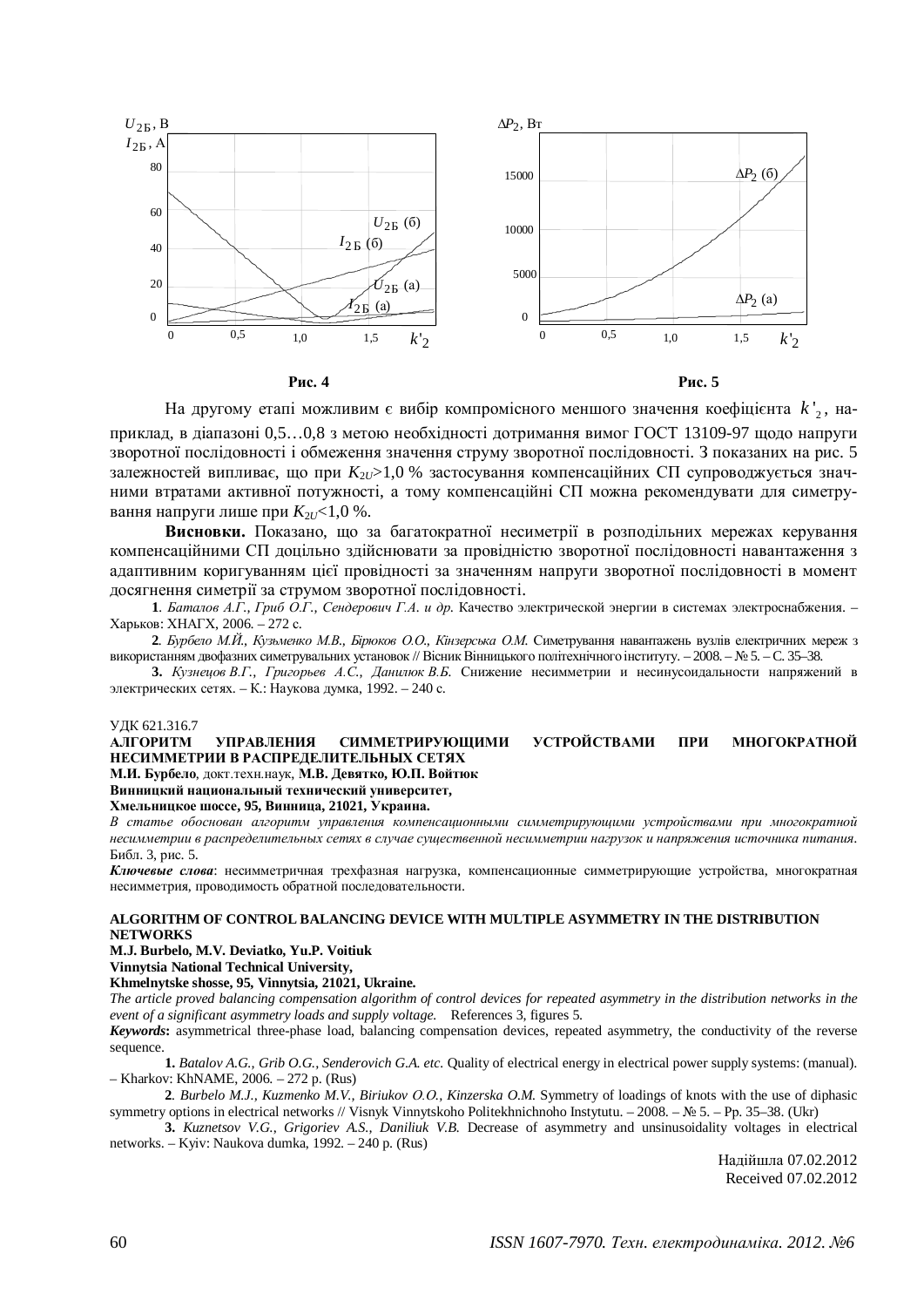$U_{2Б}$, В
$I_{2Б}$, А

80

60

40

20

0

0 0,5 1,0 1,5 $k'_2$

$U_{2Б}$ (б)
$I_{2Б}$ (б)
$U_{2Б}$ (а)
$I_{2Б}$ (а)

**Рис. 4**

$\Delta P_2$, Вт

15000

10000

5000

0

0 0,5 1,0 1,5 $k'_2$

$\Delta P_2$ (б)
$\Delta P_2$ (а)

**Рис. 5**

На другому етапі можливим є вибір компромісного меншого значення коефіцієнта $k'_2$, наприклад, в діапазоні 0,5…0,8 з метою необхідності дотримання вимог ГОСТ 13109-97 щодо напруги зворотної послідовності і обмеження значення струму зворотної послідовності. З показаних на рис. 5 залежностей випливає, що при $K_{2U}$>1,0 % застосування компенсаційних СП супроводжується значними втратами активної потужності, а тому компенсаційні СП можна рекомендувати для симетрування напруги лише при $K_{2U}$<1,0 %.

**Висновки.** Показано, що за багатократної несиметрії в розподільних мережах керування компенсаційними СП доцільно здійснювати за провідністю зворотної послідовності навантаження з адаптивним коригуванням цієї провідності за значенням напруги зворотної послідовності в момент досягнення симетрії за струмом зворотної послідовності.

**1**. *Баталов А.Г., Гриб О.Г., Сендерович Г.А. и др.* Качество электрической энергии в системах электроснабжения. – Харьков: ХНАГХ, 2006. – 272 с.

**2**. *Бурбело М.Й., Кузьменко М.В., Бірюков О.О., Кінзерська О.М.* Симетрування навантажень вузлів електричних мереж з використанням двофазних симетрувальних установок // Вісник Вінницького політехнічного інституту. – 2008. – № 5. – С. 35–38.

**3.** *Кузнецов В.Г., Григорьев А.С., Данилюк В.Б.* Снижение несимметрии и несинусоидальности напряжений в электрических сетях. – К.: Наукова думка, 1992. – 240 с.

УДК 621.316.7

**АЛГОРИТМ УПРАВЛЕНИЯ СИММЕТРИРУЮЩИМИ УСТРОЙСТВАМИ ПРИ МНОГОКРАТНОЙ НЕСИММЕТРИИ В РАСПРЕДЕЛИТЕЛЬНЫХ СЕТЯХ**

**М.И. Бурбело**, докт.техн.наук, **М.В. Девятко, Ю.П. Войтюк**
**Винницкий национальный технический университет,**
**Хмельницкое шоссе, 95, Винница, 21021, Украина.**

*В статье обоснован алгоритм управления компенсационными симметрирующими устройствами при многократной несимметрии в распределительных сетях в случае существенной несимметрии нагрузок и напряжения источника питания.* Библ. 3, рис. 5.

***Ключевые слова***: несимметричная трехфазная нагрузка, компенсационные симметрирующие устройства, многократная несимметрия, проводимость обратной последовательности.

**ALGORITHM OF CONTROL BALANCING DEVICE WITH MULTIPLE ASYMMETRY IN THE DISTRIBUTION NETWORKS**

**M.J. Burbelo, M.V. Deviatko, Yu.P. Voitiuk**
**Vinnytsia National Technical University,**
**Khmelnytske shosse, 95, Vinnytsia, 21021, Ukraine.**

*The article proved balancing compensation algorithm of control devices for repeated asymmetry in the distribution networks in the event of a significant asymmetry loads and supply voltage.* References 3, figures 5.

***Keywords*:** asymmetrical three-phase load, balancing compensation devices, repeated asymmetry, the conductivity of the reverse sequence.

**1.** *Batalov A.G., Grib O.G., Senderovich G.A. etc.* Quality of electrical energy in electrical power supply systems: (manual). – Kharkov: KhNAME, 2006. – 272 p. (Rus)

**2**. *Burbelo M.J., Kuzmenko M.V., Biriukov O.O., Kinzerska O.M.* Symmetry of loadings of knots with the use of diphasic symmetry options in electrical networks // Visnyk Vinnytskoho Politekhnichnoho Instytutu. – 2008. – № 5. – Pp. 35–38. (Ukr)

**3.** *Kuznetsov V.G., Grigoriev A.S., Daniliuk V.B.* Decrease of asymmetry and unsinusoidality voltages in electrical networks. – Kyiv: Naukova dumka, 1992. – 240 p. (Rus)

Надійшла 07.02.2012
Received 07.02.2012